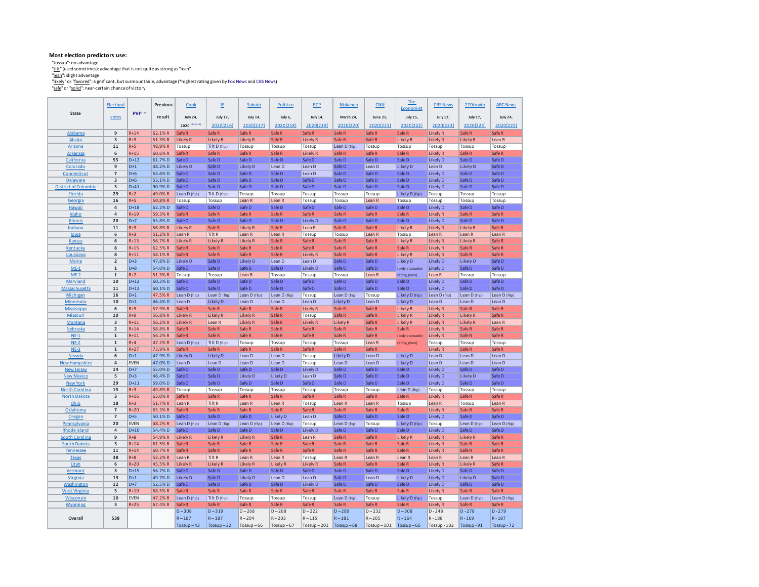**Most election predictors use:**

"tossup": no advantage
"tilt" (used sometimes): advantage that is not quite as strong as "lean"
"lean": slight advantage
"likely" or "favored": significant, but surmountable, advantage (*highest rating given by Fox News and CBS News)
"safe" or "solid": near-certain chance of victory

| State | Electoral votes | PVI[210] | Previous result 2020[211][215] | Cook July 24, | IE July 17, 2020[216] | Sabato July 14, 2020[217] | Politico July 6, 2020[218] | RCP July 14, 2020[219] | Niskanen March 24, 2020[220] | CNN June 25, 2020[221] | The Economist July 25, 2020[222] | CBS News July 12, 2020[223] | 270towin July 17, 2020[224] | ABC News July 24, 2020[225] |
|---|---|---|---|---|---|---|---|---|---|---|---|---|---|---|
| Alabama | 9 | R+14 | 62.1% R | Safe R | Safe R | Safe R | Safe R | Safe R | Safe R | Safe R | Safe R | Likely R | Safe R | Safe R |
| Alaska | 3 | R+9 | 51.3% R | Likely R | Likely R | Likely R | Safe R | Likely R | Safe R | Safe R | Likely R | Likely R | Likely R | Lean R |
| Arizona | 11 | R+5 | 48.9% R | Tossup | Tilt D (flip) | Tossup | Tossup | Tossup | Lean D (flip) | Tossup | Tossup | Tossup | Tossup | Tossup |
| Arkansas | 6 | R+15 | 60.6% R | Safe R | Safe R | Safe R | Safe R | Likely R | Safe R | Safe R | Safe R | Likely R | Safe R | Safe R |
| California | 55 | D+12 | 61.7% D | Safe D | Safe D | Safe D | Safe D | Safe D | Safe D | Safe D | Safe D | Likely D | Safe D | Safe D |
| Colorado | 9 | D+1 | 48.2% D | Likely D | Safe D | Likely D | Lean D | Lean D | Safe D | Lean D | Likely D | Lean D | Likely D | Safe D |
| Connecticut | 7 | D+6 | 54.6% D | Safe D | Safe D | Safe D | Safe D | Lean D | Safe D | Safe D | Safe D | Likely D | Safe D | Safe D |
| Delaware | 3 | D+6 | 53.1% D | Safe D | Safe D | Safe D | Safe D | Safe D | Safe D | Safe D | Safe D | Likely D | Safe D | Safe D |
| District of Columbia | 3 | D+41 | 90.9% D | Safe D | Safe D | Safe D | Safe D | Safe D | Safe D | Safe D | Safe D | Likely D | Safe D | Safe D |
| Florida | 29 | R+2 | 49.0% R | Lean D (flip) | Tilt D (flip) | Tossup | Tossup | Tossup | Tossup | Tossup | Likely D (flip) | Tossup | Tossup | Tossup |
| Georgia | 16 | R+5 | 50.8% R | Tossup | Tossup | Lean R | Lean R | Tossup | Tossup | Lean R | Tossup | Tossup | Tossup | Tossup |
| Hawaii | 4 | D+18 | 62.2% D | Safe D | Safe D | Safe D | Safe D | Safe D | Safe D | Safe D | Safe D | Likely D | Safe D | Safe D |
| Idaho | 4 | R+19 | 59.3% R | Safe R | Safe R | Safe R | Safe R | Safe R | Safe R | Safe R | Safe R | Likely R | Safe R | Safe R |
| Illinois | 20 | D+7 | 55.8% D | Safe D | Safe D | Safe D | Safe D | Likely D | Safe D | Safe D | Safe D | Likely D | Safe D | Safe D |
| Indiana | 11 | R+9 | 56.8% R | Likely R | Safe R | Likely R | Safe R | Lean R | Safe R | Safe R | Likely R | Likely R | Likely R | Safe R |
| Iowa | 6 | R+3 | 51.2% R | Lean R | Tilt R | Lean R | Lean R | Tossup | Tossup | Lean R | Tossup | Lean R | Lean R | Lean R |
| Kansas | 6 | R+13 | 56.7% R | Likely R | Likely R | Likely R | Safe R | Safe R | Safe R | Safe R | Likely R | Likely R | Likely R | Safe R |
| Kentucky | 8 | R+15 | 62.5% R | Safe R | Safe R | Safe R | Safe R | Safe R | Safe R | Safe R | Safe R | Likely R | Safe R | Safe R |
| Louisiana | 8 | R+11 | 58.1% R | Safe R | Safe R | Safe R | Safe R | Likely R | Safe R | Safe R | Likely R | Likely R | Safe R | Safe R |
| Maine | 2 | D+3 | 47.8% D | Likely D | Safe D | Likely D | Lean D | Lean D | Safe D | Safe D | Likely D | Likely D | Likely D | Safe D |
| ME-1 | 1 | D+8 | 54.0% D | Safe D | Safe D | Safe D | Safe D | Likely D | Safe D | Safe D | (only statewide | Likely D | Safe D | Safe D |
| ME-2 | 1 | R+2 | 51.3% R | Tossup | Tossup | Lean R | Tossup | Tossup | Tossup | Lean R | rating given) | Lean R | Tossup | Tossup |
| Maryland | 10 | D+12 | 60.3% D | Safe D | Safe D | Safe D | Safe D | Safe D | Safe D | Safe D | Safe D | Likely D | Safe D | Safe D |
| Massachusetts | 11 | D+12 | 60.1% D | Safe D | Safe D | Safe D | Safe D | Safe D | Safe D | Safe D | Safe D | Likely D | Safe D | Safe D |
| Michigan | 16 | D+1 | 47.5% R | Lean D (flip) | Lean D (flip) | Lean D (flip) | Lean D (flip) | Tossup | Lean D (flip) | Tossup | Likely D (flip) | Lean D (flip) | Lean D (flip) | Lean D (flip) |
| Minnesota | 10 | D+1 | 46.4% D | Lean D | Likely D | Lean D | Lean D | Lean D | Likely D | Lean D | Likely D | Lean D | Lean D | Lean D |
| Mississippi | 6 | R+9 | 57.9% R | Safe R | Safe R | Safe R | Safe R | Likely R | Safe R | Safe R | Likely R | Likely R | Safe R | Safe R |
| Missouri | 10 | R+9 | 56.8% R | Likely R | Likely R | Likely R | Safe R | Tossup | Safe R | Safe R | Likely R | Likely R | Likely R | Safe R |
| Montana | 3 | R+11 | 56.2% R | Likely R | Lean R | Likely R | Safe R | Likely R | Likely R | Safe R | Likely R | Likely R | Likely R | Lean R |
| Nebraska | 2 | R+14 | 58.8% R | Safe R | Safe R | Safe R | Safe R | Safe R | Safe R | Safe R | Safe R | Likely R | Safe R | Safe R |
| NE-1 | 1 | R+11 | 56.2% R | Safe R | Safe R | Safe R | Safe R | Safe R | Safe R | Safe R | (only statewide | Likely R | Safe R | Safe R |
| NE-2 | 1 | R+4 | 47.2% R | Lean D (flip) | Tilt D (flip) | Tossup | Tossup | Tossup | Tossup | Lean R | rating given) | Tossup | Tossup | Tossup |
| NE-3 | 1 | R+27 | 73.9% R | Safe R | Safe R | Safe R | Safe R | Safe R | Safe R | Safe R | | Likely R | Safe R | Safe R |
| Nevada | 6 | D+1 | 47.9% D | Likely D | Likely D | Lean D | Lean D | Tossup | Likely D | Lean D | Likely D | Lean D | Lean D | Lean D |
| New Hampshire | 4 | EVEN | 47.0% D | Lean D | Lean D | Lean D | Lean D | Tossup | Lean D | Lean D | Likely D | Lean D | Lean D | Lean D |
| New Jersey | 14 | D+7 | 55.0% D | Safe D | Safe D | Safe D | Safe D | Likely D | Safe D | Safe D | Safe D | Likely D | Safe D | Safe D |
| New Mexico | 5 | D+3 | 48.4% D | Safe D | Safe D | Likely D | Likely D | Lean D | Safe D | Safe D | Safe D | Likely D | Likely D | Safe D |
| New York | 29 | D+11 | 59.0% D | Safe D | Safe D | Safe D | Safe D | Safe D | Safe D | Safe D | Safe D | Likely D | Safe D | Safe D |
| North Carolina | 15 | R+3 | 49.8% R | Tossup | Tossup | Tossup | Tossup | Tossup | Tossup | Tossup | Lean D (flip) | Tossup | Tossup | Tossup |
| North Dakota | 3 | R+16 | 63.0% R | Safe R | Safe R | Safe R | Safe R | Safe R | Safe R | Safe R | Safe R | Likely R | Safe R | Safe R |
| Ohio | 18 | R+3 | 51.7% R | Lean R | Tilt R | Lean R | Lean R | Tossup | Lean R | Lean R | Tossup | Lean R | Tossup | Lean R |
| Oklahoma | 7 | R+20 | 65.3% R | Safe R | Safe R | Safe R | Safe R | Safe R | Safe R | Safe R | Safe R | Likely R | Safe R | Safe R |
| Oregon | 7 | D+5 | 50.1% D | Safe D | Safe D | Safe D | Likely D | Lean D | Safe D | Safe D | Safe D | Likely D | Safe D | Safe D |
| Pennsylvania | 20 | EVEN | 48.2% R | Lean D (flip) | Lean D (flip) | Lean D (flip) | Lean D (flip) | Tossup | Lean D (flip) | Tossup | Likely D (flip) | Tossup | Lean D (flip) | Lean D (flip) |
| Rhode Island | 4 | D+10 | 54.4% D | Safe D | Safe D | Safe D | Safe D | Likely D | Safe D | Safe D | Safe D | Likely D | Safe D | Safe D |
| South Carolina | 9 | R+8 | 54.9% R | Likely R | Likely R | Likely R | Safe R | Lean R | Safe R | Safe R | Likely R | Likely R | Likely R | Safe R |
| South Dakota | 3 | R+14 | 61.5% R | Safe R | Safe R | Safe R | Safe R | Safe R | Safe R | Safe R | Safe R | Likely R | Safe R | Safe R |
| Tennessee | 11 | R+14 | 60.7% R | Safe R | Safe R | Safe R | Safe R | Safe R | Safe R | Safe R | Safe R | Likely R | Safe R | Safe R |
| Texas | 38 | R+8 | 52.2% R | Lean R | Tilt R | Lean R | Lean R | Tossup | Lean R | Lean R | Lean R | Lean R | Lean R | Lean R |
| Utah | 6 | R+20 | 45.5% R | Likely R | Likely R | Likely R | Likely R | Likely R | Safe R | Safe R | Safe R | Likely R | Likely R | Safe R |
| Vermont | 3 | D+15 | 56.7% D | Safe D | Safe D | Safe D | Safe D | Safe D | Safe D | Safe D | Safe D | Likely D | Safe D | Safe D |
| Virginia | 13 | D+1 | 49.7% D | Likely D | Safe D | Likely D | Lean D | Lean D | Safe D | Lean D | Likely D | Likely D | Likely D | Safe D |
| Washington | 12 | D+7 | 52.5% D | Safe D | Safe D | Safe D | Safe D | Likely D | Safe D | Safe D | Safe D | Likely D | Safe D | Safe D |
| West Virginia | 5 | R+19 | 68.5% R | Safe R | Safe R | Safe R | Safe R | Safe R | Safe R | Safe R | Safe R | Likely R | Safe R | Safe R |
| Wisconsin | 10 | EVEN | 47.2% R | Lean D (flip) | Tilt D (flip) | Tossup | Tossup | Tossup | Lean D (flip) | Tossup | Likely D (flip) | Tossup | Lean D (flip) | Lean D (flip) |
| Wyoming | 3 | R+25 | 67.4% R | Safe R | Safe R | Safe R | Safe R | Safe R | Safe R | Safe R | Safe R | Likely R | Safe R | Safe R |
| Overall | 538 | | | D – 308<br>R – 187<br>Tossup – 43 | D – 319<br>R – 187<br>Tossup – 32 | D – 268<br>R – 204<br>Tossup – 66 | D – 268<br>R – 203<br>Tossup – 67 | D – 222<br>R – 115<br>Tossup – 201 | D – 289<br>R – 181<br>Tossup – 68 | D – 232<br>R – 205<br>Tossup – 101 | D – 308<br>R – 164<br>Tossup – 66 | D - 248<br>R - 188<br>Tossup - 102 | D - 278<br>R - 169<br>Tossup - 91 | D - 279<br>R - 187<br>Tossup - 72 |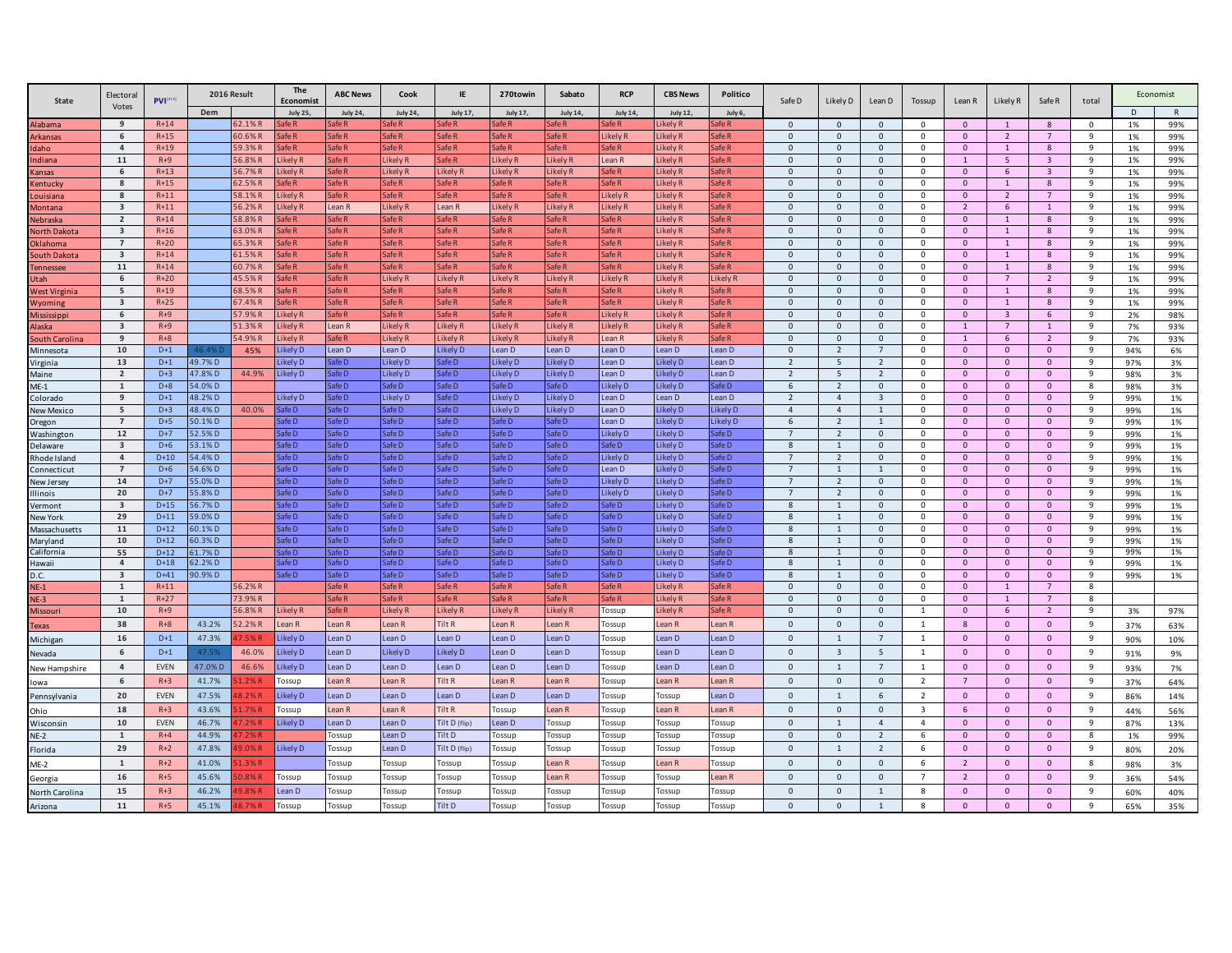| State | Electoral Votes | PVI[21][d] | 2016 Result | | The Economist | ABC News | Cook | IE | 270towin | Sabato | RCP | CBS News | Politico | Safe D | Likely D | Lean D | Tossup | Lean R | Likely R | Safe R | total | Economist | |
|---|---|---|---|---|---|---|---|---|---|---|---|---|---|---|---|---|---|---|---|---|---|---|---|
| | | | Dem | | July 25, | July 24, | July 24, | July 17, | July 17, | July 14, | July 14, | July 12, | July 6, | | | | | | | | | D | R |
| Alabama | 9 | R+14 | | 62.1% R | Safe R | Safe R | Safe R | Safe R | Safe R | Safe R | Safe R | Likely R | Safe R | 0 | 0 | 0 | 0 | 0 | 1 | 8 | 0 | 1% | 99% |
| Arkansas | 6 | R+15 | | 60.6% R | Safe R | Safe R | Safe R | Safe R | Safe R | Safe R | Likely R | Likely R | Safe R | 0 | 0 | 0 | 0 | 0 | 2 | 7 | 9 | 1% | 99% |
| Idaho | 4 | R+19 | | 59.3% R | Safe R | Safe R | Safe R | Safe R | Safe R | Safe R | Safe R | Likely R | Safe R | 0 | 0 | 0 | 0 | 0 | 1 | 8 | 9 | 1% | 99% |
| Indiana | 11 | R+9 | | 56.8% R | Likely R | Safe R | Likely R | Safe R | Likely R | Likely R | Lean R | Likely R | Safe R | 0 | 0 | 0 | 0 | 1 | 5 | 3 | 9 | 1% | 99% |
| Kansas | 6 | R+13 | | 56.7% R | Likely R | Safe R | Likely R | Likely R | Likely R | Likely R | Safe R | Likely R | Safe R | 0 | 0 | 0 | 0 | 0 | 6 | 3 | 9 | 1% | 99% |
| Kentucky | 8 | R+15 | | 62.5% R | Safe R | Safe R | Safe R | Safe R | Safe R | Safe R | Safe R | Likely R | Safe R | 0 | 0 | 0 | 0 | 0 | 1 | 8 | 9 | 1% | 99% |
| Louisiana | 8 | R+11 | | 58.1% R | Likely R | Safe R | Safe R | Safe R | Safe R | Safe R | Likely R | Likely R | Safe R | 0 | 0 | 0 | 0 | 0 | 2 | 7 | 9 | 1% | 99% |
| Montana | 3 | R+11 | | 56.2% R | Likely R | Lean R | Likely R | Lean R | Likely R | Likely R | Likely R | Likely R | Safe R | 0 | 0 | 0 | 0 | 2 | 6 | 1 | 9 | 1% | 99% |
| Nebraska | 2 | R+14 | | 58.8% R | Safe R | Safe R | Safe R | Safe R | Safe R | Safe R | Safe R | Likely R | Safe R | 0 | 0 | 0 | 0 | 0 | 1 | 8 | 9 | 1% | 99% |
| North Dakota | 3 | R+16 | | 63.0% R | Safe R | Safe R | Safe R | Safe R | Safe R | Safe R | Safe R | Likely R | Safe R | 0 | 0 | 0 | 0 | 0 | 1 | 8 | 9 | 1% | 99% |
| Oklahoma | 7 | R+20 | | 65.3% R | Safe R | Safe R | Safe R | Safe R | Safe R | Safe R | Safe R | Likely R | Safe R | 0 | 0 | 0 | 0 | 0 | 1 | 8 | 9 | 1% | 99% |
| South Dakota | 3 | R+14 | | 61.5% R | Safe R | Safe R | Safe R | Safe R | Safe R | Safe R | Safe R | Likely R | Safe R | 0 | 0 | 0 | 0 | 0 | 1 | 8 | 9 | 1% | 99% |
| Tennessee | 11 | R+14 | | 60.7% R | Safe R | Safe R | Safe R | Safe R | Safe R | Safe R | Safe R | Likely R | Safe R | 0 | 0 | 0 | 0 | 0 | 1 | 8 | 9 | 1% | 99% |
| Utah | 6 | R+20 | | 45.5% R | Safe R | Safe R | Likely R | Likely R | Likely R | Likely R | Likely R | Likely R | Likely R | 0 | 0 | 0 | 0 | 0 | 7 | 2 | 9 | 1% | 99% |
| West Virginia | 5 | R+19 | | 68.5% R | Safe R | Safe R | Safe R | Safe R | Safe R | Safe R | Safe R | Likely R | Safe R | 0 | 0 | 0 | 0 | 0 | 1 | 8 | 9 | 1% | 99% |
| Wyoming | 3 | R+25 | | 67.4% R | Safe R | Safe R | Safe R | Safe R | Safe R | Safe R | Safe R | Likely R | Safe R | 0 | 0 | 0 | 0 | 0 | 1 | 8 | 9 | 1% | 99% |
| Mississippi | 6 | R+9 | | 57.9% R | Likely R | Safe R | Safe R | Safe R | Safe R | Safe R | Likely R | Likely R | Safe R | 0 | 0 | 0 | 0 | 0 | 3 | 6 | 9 | 2% | 98% |
| Alaska | 3 | R+9 | | 51.3% R | Likely R | Lean R | Likely R | Likely R | Likely R | Likely R | Likely R | Likely R | Safe R | 0 | 0 | 0 | 0 | 1 | 7 | 1 | 9 | 7% | 93% |
| South Carolina | 9 | R+8 | | 54.9% R | Likely R | Safe R | Likely R | Likely R | Likely R | Likely R | Lean R | Likely R | Safe R | 0 | 0 | 0 | 0 | 1 | 6 | 2 | 9 | 7% | 93% |
| Minnesota | 10 | D+1 | 46.4% D | 45% | Likely D | Lean D | Lean D | Likely D | Lean D | Lean D | Lean D | Lean D | Lean D | 0 | 2 | 7 | 0 | 0 | 0 | 0 | 9 | 94% | 6% |
| Virginia | 13 | D+1 | 49.7% D | | Likely D | Safe D | Likely D | Safe D | Likely D | Likely D | Lean D | Likely D | Lean D | 2 | 5 | 2 | 0 | 0 | 0 | 0 | 9 | 97% | 3% |
| Maine | 2 | D+3 | 47.8% D | 44.9% | Likely D | Safe D | Likely D | Safe D | Likely D | Likely D | Lean D | Likely D | Lean D | 2 | 5 | 2 | 0 | 0 | 0 | 0 | 9 | 98% | 3% |
| ME-1 | 1 | D+8 | 54.0% D | | | Safe D | Safe D | Safe D | Safe D | Safe D | Likely D | Likely D | Safe D | 6 | 2 | 0 | 0 | 0 | 0 | 0 | 8 | 98% | 3% |
| Colorado | 9 | D+1 | 48.2% D | | Likely D | Safe D | Likely D | Safe D | Likely D | Likely D | Lean D | Lean D | Lean D | 2 | 4 | 3 | 0 | 0 | 0 | 0 | 9 | 99% | 1% |
| New Mexico | 5 | D+3 | 48.4% D | 40.0% | Safe D | Safe D | Safe D | Safe D | Likely D | Likely D | Lean D | Likely D | Likely D | 4 | 4 | 1 | 0 | 0 | 0 | 0 | 9 | 99% | 1% |
| Oregon | 7 | D+5 | 50.1% D | | Safe D | Safe D | Safe D | Safe D | Safe D | Safe D | Lean D | Likely D | Likely D | 6 | 2 | 1 | 0 | 0 | 0 | 0 | 9 | 99% | 1% |
| Washington | 12 | D+7 | 52.5% D | | Safe D | Safe D | Safe D | Safe D | Safe D | Safe D | Likely D | Likely D | Safe D | 7 | 2 | 0 | 0 | 0 | 0 | 0 | 9 | 99% | 1% |
| Delaware | 3 | D+6 | 53.1% D | | Safe D | Safe D | Safe D | Safe D | Safe D | Safe D | Safe D | Likely D | Safe D | 8 | 1 | 0 | 0 | 0 | 0 | 0 | 9 | 99% | 1% |
| Rhode Island | 4 | D+10 | 54.4% D | | Safe D | Safe D | Safe D | Safe D | Safe D | Safe D | Likely D | Likely D | Safe D | 7 | 2 | 0 | 0 | 0 | 0 | 0 | 9 | 99% | 1% |
| Connecticut | 7 | D+6 | 54.6% D | | Safe D | Safe D | Safe D | Safe D | Safe D | Safe D | Lean D | Likely D | Safe D | 7 | 1 | 1 | 0 | 0 | 0 | 0 | 9 | 99% | 1% |
| New Jersey | 14 | D+7 | 55.0% D | | Safe D | Safe D | Safe D | Safe D | Safe D | Safe D | Likely D | Likely D | Safe D | 7 | 2 | 0 | 0 | 0 | 0 | 0 | 9 | 99% | 1% |
| Illinois | 20 | D+7 | 55.8% D | | Safe D | Safe D | Safe D | Safe D | Safe D | Safe D | Likely D | Likely D | Safe D | 7 | 2 | 0 | 0 | 0 | 0 | 0 | 9 | 99% | 1% |
| Vermont | 3 | D+15 | 56.7% D | | Safe D | Safe D | Safe D | Safe D | Safe D | Safe D | Safe D | Likely D | Safe D | 8 | 1 | 0 | 0 | 0 | 0 | 0 | 9 | 99% | 1% |
| New York | 29 | D+11 | 59.0% D | | Safe D | Safe D | Safe D | Safe D | Safe D | Safe D | Safe D | Likely D | Safe D | 8 | 1 | 0 | 0 | 0 | 0 | 0 | 9 | 99% | 1% |
| Massachusetts | 11 | D+12 | 60.1% D | | Safe D | Safe D | Safe D | Safe D | Safe D | Safe D | Safe D | Likely D | Safe D | 8 | 1 | 0 | 0 | 0 | 0 | 0 | 9 | 99% | 1% |
| Maryland | 10 | D+12 | 60.3% D | | Safe D | Safe D | Safe D | Safe D | Safe D | Safe D | Safe D | Likely D | Safe D | 8 | 1 | 0 | 0 | 0 | 0 | 0 | 9 | 99% | 1% |
| California | 55 | D+12 | 61.7% D | | Safe D | Safe D | Safe D | Safe D | Safe D | Safe D | Safe D | Likely D | Safe D | 8 | 1 | 0 | 0 | 0 | 0 | 0 | 9 | 99% | 1% |
| Hawaii | 4 | D+18 | 62.2% D | | Safe D | Safe D | Safe D | Safe D | Safe D | Safe D | Safe D | Likely D | Safe D | 8 | 1 | 0 | 0 | 0 | 0 | 0 | 9 | 99% | 1% |
| D.C. | 3 | D+41 | 90.9% D | | Safe D | Safe D | Safe D | Safe D | Safe D | Safe D | Safe D | Likely D | Safe D | 8 | 1 | 0 | 0 | 0 | 0 | 0 | 9 | 99% | 1% |
| NE-1 | 1 | R+11 | | 56.2% R | | Safe R | Safe R | Safe R | Safe R | Safe R | Safe R | Likely R | Safe R | 0 | 0 | 0 | 0 | 0 | 1 | 7 | 8 | | |
| NE-3 | 1 | R+27 | | 73.9% R | | Safe R | Safe R | Safe R | Safe R | Safe R | Safe R | Likely R | Safe R | 0 | 0 | 0 | 0 | 0 | 1 | 7 | 8 | | |
| Missouri | 10 | R+9 | | 56.8% R | Likely R | Safe R | Likely R | Likely R | Likely R | Likely R | Tossup | Likely R | Safe R | 0 | 0 | 0 | 1 | 0 | 6 | 2 | 9 | 3% | 97% |
| Texas | 38 | R+8 | 43.2% | 52.2% R | Lean R | Lean R | Lean R | Tilt R | Lean R | Lean R | Tossup | Lean R | Lean R | 0 | 0 | 0 | 1 | 8 | 0 | 0 | 9 | 37% | 63% |
| Michigan | 16 | D+1 | 47.3% | 47.5% R | Likely D | Lean D | Lean D | Lean D | Lean D | Lean D | Tossup | Lean D | Lean D | 0 | 1 | 7 | 1 | 0 | 0 | 0 | 9 | 90% | 10% |
| Nevada | 6 | D+1 | 47.5% | 46.0% | Likely D | Lean D | Likely D | Likely D | Lean D | Lean D | Tossup | Lean D | Lean D | 0 | 3 | 5 | 1 | 0 | 0 | 0 | 9 | 91% | 9% |
| New Hampshire | 4 | EVEN | 47.0% D | 46.6% | Likely D | Lean D | Lean D | Lean D | Lean D | Lean D | Tossup | Lean D | Lean D | 0 | 1 | 7 | 1 | 0 | 0 | 0 | 9 | 93% | 7% |
| Iowa | 6 | R+3 | 41.7% | 51.2% R | Tossup | Lean R | Lean R | Tilt R | Lean R | Lean R | Tossup | Lean R | Lean R | 0 | 0 | 0 | 2 | 7 | 0 | 0 | 9 | 37% | 64% |
| Pennsylvania | 20 | EVEN | 47.5% | 48.2% R | Likely D | Lean D | Lean D | Lean D | Lean D | Lean D | Tossup | Tossup | Lean D | 0 | 1 | 6 | 2 | 0 | 0 | 0 | 9 | 86% | 14% |
| Ohio | 18 | R+3 | 43.6% | 51.7% R | Tossup | Lean R | Lean R | Tilt R | Tossup | Lean R | Tossup | Lean R | Lean R | 0 | 0 | 0 | 3 | 6 | 0 | 0 | 9 | 44% | 56% |
| Wisconsin | 10 | EVEN | 46.7% | 47.2% R | Likely D | Lean D | Lean D | Tilt D (flip) | Lean D | Tossup | Tossup | Tossup | Tossup | 0 | 1 | 4 | 4 | 0 | 0 | 0 | 9 | 87% | 13% |
| NE-2 | 1 | R+4 | 44.9% | 47.2% R | | Tossup | Lean D | Tilt D | Tossup | Tossup | Tossup | Tossup | Tossup | 0 | 0 | 2 | 6 | 0 | 0 | 0 | 8 | 1% | 99% |
| Florida | 29 | R+2 | 47.8% | 49.0% R | Likely D | Tossup | Lean D | Tilt D (flip) | Tossup | Tossup | Tossup | Tossup | Tossup | 0 | 1 | 2 | 6 | 0 | 0 | 0 | 9 | 80% | 20% |
| ME-2 | 1 | R+2 | 41.0% | 51.3% R | | Tossup | Tossup | Tossup | Tossup | Lean R | Tossup | Lean R | Tossup | 0 | 0 | 0 | 6 | 2 | 0 | 0 | 8 | 98% | 3% |
| Georgia | 16 | R+5 | 45.6% | 50.8% R | Tossup | Tossup | Tossup | Tossup | Tossup | Lean R | Tossup | Tossup | Lean R | 0 | 0 | 0 | 7 | 2 | 0 | 0 | 9 | 36% | 54% |
| North Carolina | 15 | R+3 | 46.2% | 49.8% R | Lean D | Tossup | Tossup | Tossup | Tossup | Tossup | Tossup | Tossup | Tossup | 0 | 0 | 1 | 8 | 0 | 0 | 0 | 9 | 60% | 40% |
| Arizona | 11 | R+5 | 45.1% | 48.7% R | Tossup | Tossup | Tossup | Tilt D | Tossup | Tossup | Tossup | Tossup | Tossup | 0 | 0 | 1 | 8 | 0 | 0 | 0 | 9 | 65% | 35% |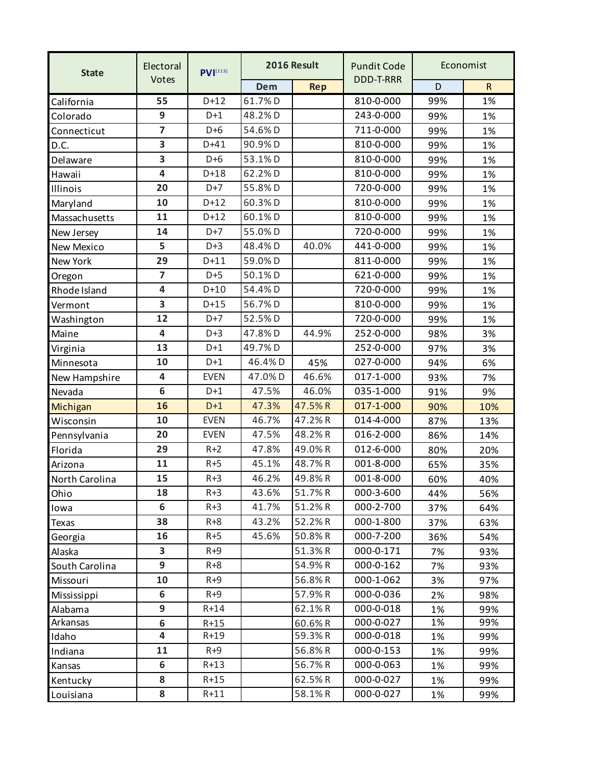| State | Electoral Votes | PVI[213] | 2016 Result | | Pundit Code DDD-T-RRR | Economist | |
|---|---|---|---|---|---|---|---|
| | | | Dem | Rep | | D | R |
| California | 55 | D+12 | 61.7% D | | 810-0-000 | 99% | 1% |
| Colorado | 9 | D+1 | 48.2% D | | 243-0-000 | 99% | 1% |
| Connecticut | 7 | D+6 | 54.6% D | | 711-0-000 | 99% | 1% |
| D.C. | 3 | D+41 | 90.9% D | | 810-0-000 | 99% | 1% |
| Delaware | 3 | D+6 | 53.1% D | | 810-0-000 | 99% | 1% |
| Hawaii | 4 | D+18 | 62.2% D | | 810-0-000 | 99% | 1% |
| Illinois | 20 | D+7 | 55.8% D | | 720-0-000 | 99% | 1% |
| Maryland | 10 | D+12 | 60.3% D | | 810-0-000 | 99% | 1% |
| Massachusetts | 11 | D+12 | 60.1% D | | 810-0-000 | 99% | 1% |
| New Jersey | 14 | D+7 | 55.0% D | | 720-0-000 | 99% | 1% |
| New Mexico | 5 | D+3 | 48.4% D | 40.0% | 441-0-000 | 99% | 1% |
| New York | 29 | D+11 | 59.0% D | | 811-0-000 | 99% | 1% |
| Oregon | 7 | D+5 | 50.1% D | | 621-0-000 | 99% | 1% |
| Rhode Island | 4 | D+10 | 54.4% D | | 720-0-000 | 99% | 1% |
| Vermont | 3 | D+15 | 56.7% D | | 810-0-000 | 99% | 1% |
| Washington | 12 | D+7 | 52.5% D | | 720-0-000 | 99% | 1% |
| Maine | 4 | D+3 | 47.8% D | 44.9% | 252-0-000 | 98% | 3% |
| Virginia | 13 | D+1 | 49.7% D | | 252-0-000 | 97% | 3% |
| Minnesota | 10 | D+1 | 46.4% D | 45% | 027-0-000 | 94% | 6% |
| New Hampshire | 4 | EVEN | 47.0% D | 46.6% | 017-1-000 | 93% | 7% |
| Nevada | 6 | D+1 | 47.5% | 46.0% | 035-1-000 | 91% | 9% |
| Michigan | 16 | D+1 | 47.3% | 47.5% R | 017-1-000 | 90% | 10% |
| Wisconsin | 10 | EVEN | 46.7% | 47.2% R | 014-4-000 | 87% | 13% |
| Pennsylvania | 20 | EVEN | 47.5% | 48.2% R | 016-2-000 | 86% | 14% |
| Florida | 29 | R+2 | 47.8% | 49.0% R | 012-6-000 | 80% | 20% |
| Arizona | 11 | R+5 | 45.1% | 48.7% R | 001-8-000 | 65% | 35% |
| North Carolina | 15 | R+3 | 46.2% | 49.8% R | 001-8-000 | 60% | 40% |
| Ohio | 18 | R+3 | 43.6% | 51.7% R | 000-3-600 | 44% | 56% |
| Iowa | 6 | R+3 | 41.7% | 51.2% R | 000-2-700 | 37% | 64% |
| Texas | 38 | R+8 | 43.2% | 52.2% R | 000-1-800 | 37% | 63% |
| Georgia | 16 | R+5 | 45.6% | 50.8% R | 000-7-200 | 36% | 54% |
| Alaska | 3 | R+9 | | 51.3% R | 000-0-171 | 7% | 93% |
| South Carolina | 9 | R+8 | | 54.9% R | 000-0-162 | 7% | 93% |
| Missouri | 10 | R+9 | | 56.8% R | 000-1-062 | 3% | 97% |
| Mississippi | 6 | R+9 | | 57.9% R | 000-0-036 | 2% | 98% |
| Alabama | 9 | R+14 | | 62.1% R | 000-0-018 | 1% | 99% |
| Arkansas | 6 | R+15 | | 60.6% R | 000-0-027 | 1% | 99% |
| Idaho | 4 | R+19 | | 59.3% R | 000-0-018 | 1% | 99% |
| Indiana | 11 | R+9 | | 56.8% R | 000-0-153 | 1% | 99% |
| Kansas | 6 | R+13 | | 56.7% R | 000-0-063 | 1% | 99% |
| Kentucky | 8 | R+15 | | 62.5% R | 000-0-027 | 1% | 99% |
| Louisiana | 8 | R+11 | | 58.1% R | 000-0-027 | 1% | 99% |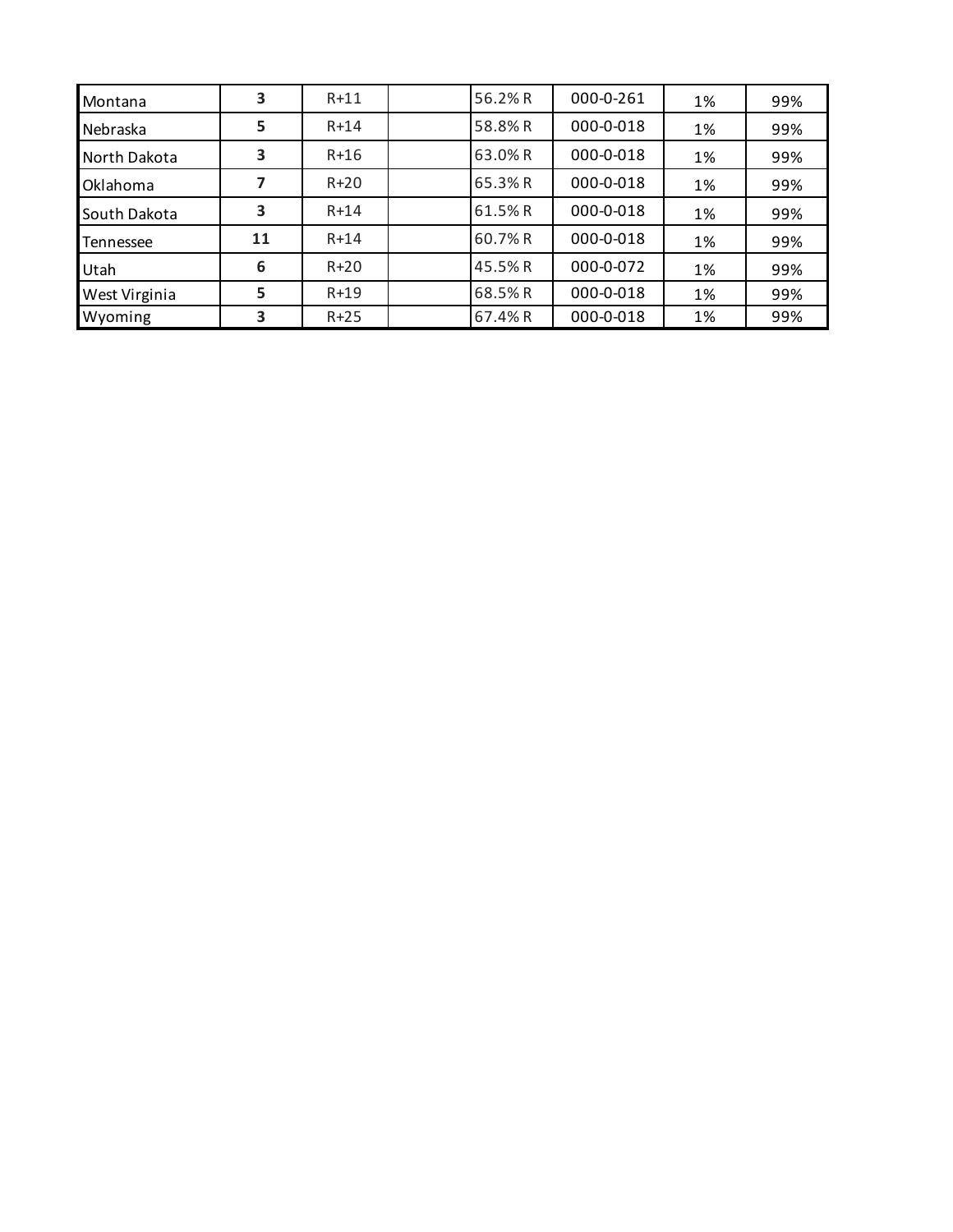| | | | | | | | |
|---|---|---|---|---|---|---|---|
| Montana | **3** | R+11 | | 56.2% R | 000-0-261 | 1% | 99% |
| Nebraska | **5** | R+14 | | 58.8% R | 000-0-018 | 1% | 99% |
| North Dakota | **3** | R+16 | | 63.0% R | 000-0-018 | 1% | 99% |
| Oklahoma | **7** | R+20 | | 65.3% R | 000-0-018 | 1% | 99% |
| South Dakota | **3** | R+14 | | 61.5% R | 000-0-018 | 1% | 99% |
| Tennessee | **11** | R+14 | | 60.7% R | 000-0-018 | 1% | 99% |
| Utah | **6** | R+20 | | 45.5% R | 000-0-072 | 1% | 99% |
| West Virginia | **5** | R+19 | | 68.5% R | 000-0-018 | 1% | 99% |
| Wyoming | **3** | R+25 | | 67.4% R | 000-0-018 | 1% | 99% |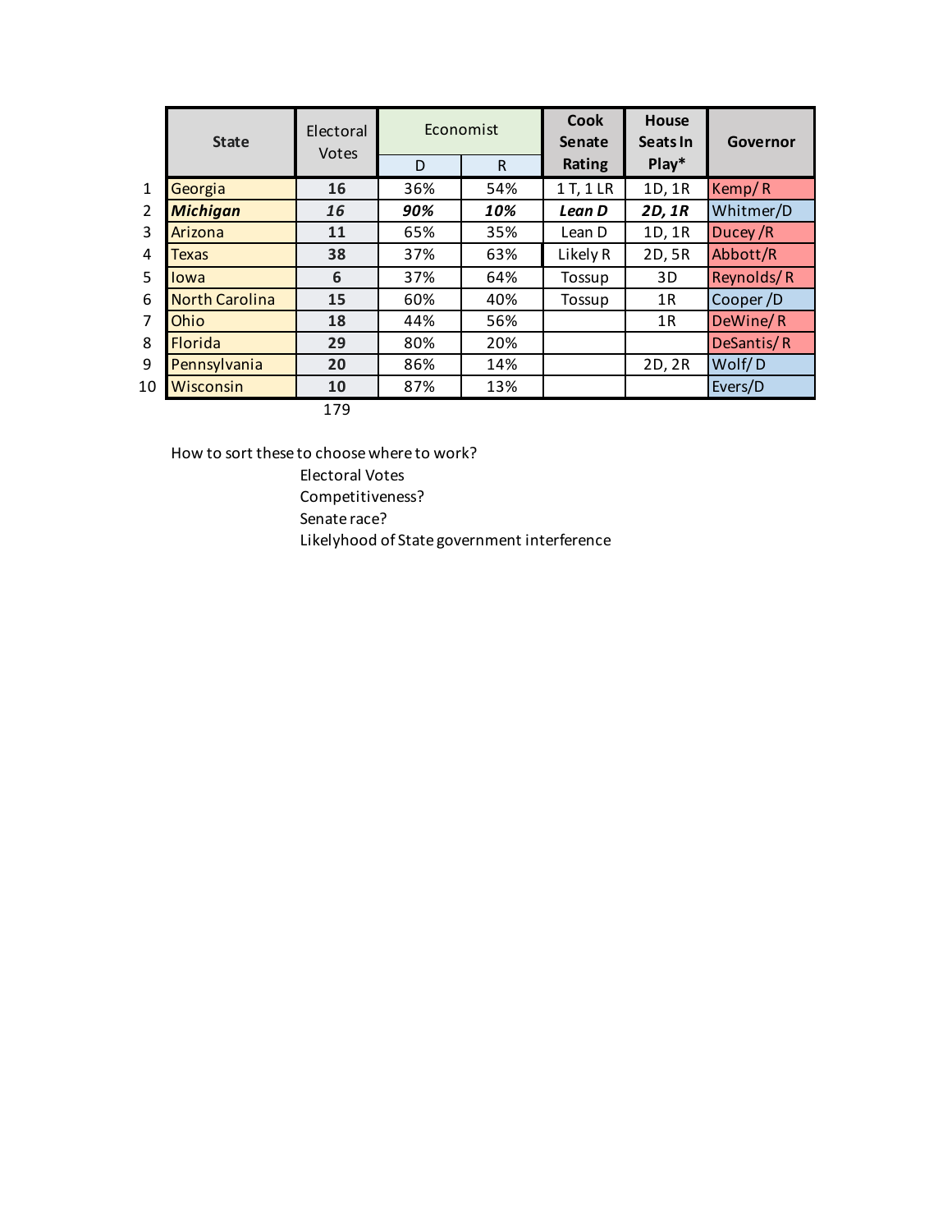| | State | Electoral Votes | Economist | | Cook Senate Rating | House Seats In Play* | Governor |
|---|---|---|---|---|---|---|---|
| | | | D | R | | | |
| 1 | Georgia | **16** | 36% | 54% | 1 T, 1 LR | 1D, 1R | Kemp/ R |
| 2 | ***Michigan*** | ***16*** | ***90%*** | ***10%*** | ***Lean D*** | ***2D, 1R*** | Whitmer/D |
| 3 | Arizona | **11** | 65% | 35% | Lean D | 1D, 1R | Ducey /R |
| 4 | Texas | **38** | 37% | 63% | Likely R | 2D, 5R | Abbott/R |
| 5 | Iowa | **6** | 37% | 64% | Tossup | 3D | Reynolds/ R |
| 6 | North Carolina | **15** | 60% | 40% | Tossup | 1R | Cooper /D |
| 7 | Ohio | **18** | 44% | 56% | | 1R | DeWine/ R |
| 8 | Florida | **29** | 80% | 20% | | | DeSantis/ R |
| 9 | Pennsylvania | **20** | 86% | 14% | | 2D, 2R | Wolf/ D |
| 10 | Wisconsin | **10** | 87% | 13% | | | Evers/D |
| | | 179 | | | | | |

How to sort these to choose where to work?

- Electoral Votes
- Competitiveness?
- Senate race?
- Likelyhood of State government interference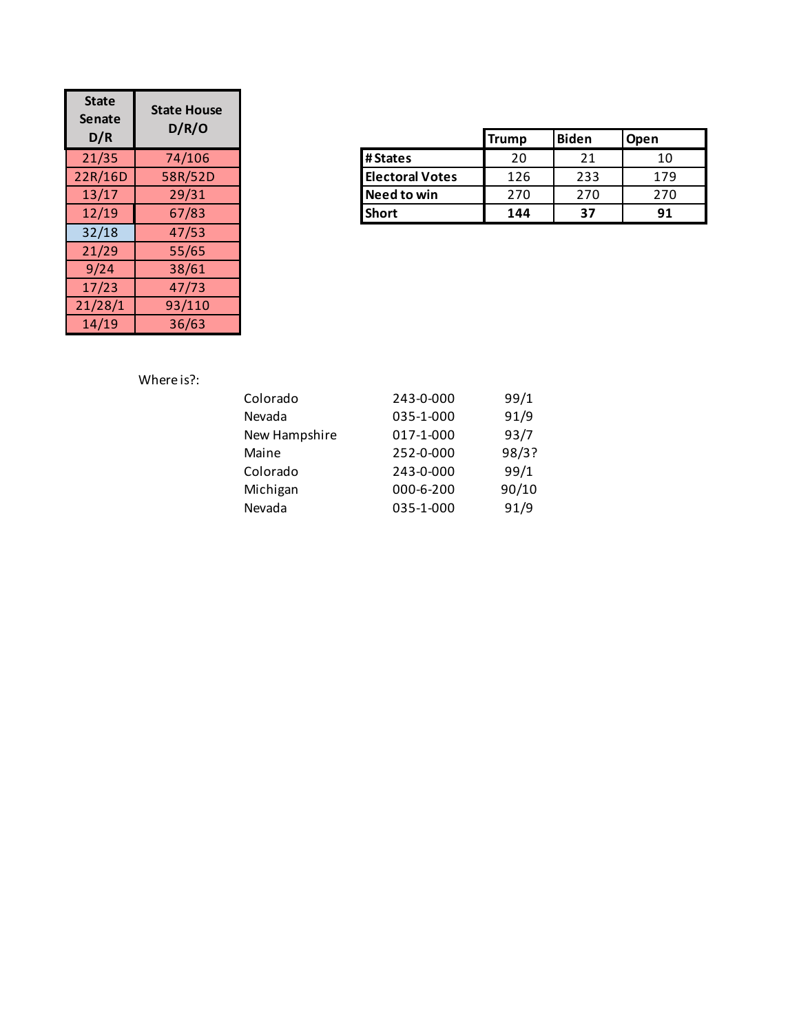| State Senate D/R | State House D/R/O |
|---|---|
| 21/35 | 74/106 |
| 22R/16D | 58R/52D |
| 13/17 | 29/31 |
| 12/19 | 67/83 |
| 32/18 | 47/53 |
| 21/29 | 55/65 |
| 9/24 | 38/61 |
| 17/23 | 47/73 |
| 21/28/1 | 93/110 |
| 14/19 | 36/63 |

| | Trump | Biden | Open |
|---|---|---|---|
| **# States** | 20 | 21 | 10 |
| **Electoral Votes** | 126 | 233 | 179 |
| **Need to win** | 270 | 270 | 270 |
| **Short** | **144** | **37** | **91** |

Where is?:

| | | |
|---|---|---|
| Colorado | 243-0-000 | 99/1 |
| Nevada | 035-1-000 | 91/9 |
| New Hampshire | 017-1-000 | 93/7 |
| Maine | 252-0-000 | 98/3? |
| Colorado | 243-0-000 | 99/1 |
| Michigan | 000-6-200 | 90/10 |
| Nevada | 035-1-000 | 91/9 |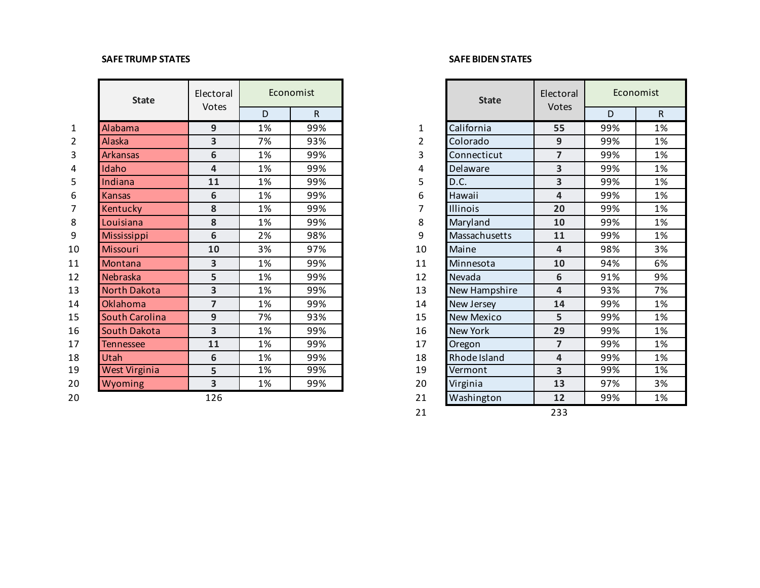**SAFE TRUMP STATES**

| | State | Electoral Votes | Economist | |
|---|---|---|---|---|
| | | | D | R |
| 1 | Alabama | 9 | 1% | 99% |
| 2 | Alaska | 3 | 7% | 93% |
| 3 | Arkansas | 6 | 1% | 99% |
| 4 | Idaho | 4 | 1% | 99% |
| 5 | Indiana | 11 | 1% | 99% |
| 6 | Kansas | 6 | 1% | 99% |
| 7 | Kentucky | 8 | 1% | 99% |
| 8 | Louisiana | 8 | 1% | 99% |
| 9 | Mississippi | 6 | 2% | 98% |
| 10 | Missouri | 10 | 3% | 97% |
| 11 | Montana | 3 | 1% | 99% |
| 12 | Nebraska | 5 | 1% | 99% |
| 13 | North Dakota | 3 | 1% | 99% |
| 14 | Oklahoma | 7 | 1% | 99% |
| 15 | South Carolina | 9 | 7% | 93% |
| 16 | South Dakota | 3 | 1% | 99% |
| 17 | Tennessee | 11 | 1% | 99% |
| 18 | Utah | 6 | 1% | 99% |
| 19 | West Virginia | 5 | 1% | 99% |
| 20 | Wyoming | 3 | 1% | 99% |
| 20 | | 126 | | |

**SAFE BIDEN STATES**

| | State | Electoral Votes | Economist | |
|---|---|---|---|---|
| | | | D | R |
| 1 | California | 55 | 99% | 1% |
| 2 | Colorado | 9 | 99% | 1% |
| 3 | Connecticut | 7 | 99% | 1% |
| 4 | Delaware | 3 | 99% | 1% |
| 5 | D.C. | 3 | 99% | 1% |
| 6 | Hawaii | 4 | 99% | 1% |
| 7 | Illinois | 20 | 99% | 1% |
| 8 | Maryland | 10 | 99% | 1% |
| 9 | Massachusetts | 11 | 99% | 1% |
| 10 | Maine | 4 | 98% | 3% |
| 11 | Minnesota | 10 | 94% | 6% |
| 12 | Nevada | 6 | 91% | 9% |
| 13 | New Hampshire | 4 | 93% | 7% |
| 14 | New Jersey | 14 | 99% | 1% |
| 15 | New Mexico | 5 | 99% | 1% |
| 16 | New York | 29 | 99% | 1% |
| 17 | Oregon | 7 | 99% | 1% |
| 18 | Rhode Island | 4 | 99% | 1% |
| 19 | Vermont | 3 | 99% | 1% |
| 20 | Virginia | 13 | 97% | 3% |
| 21 | Washington | 12 | 99% | 1% |
| 21 | | 233 | | |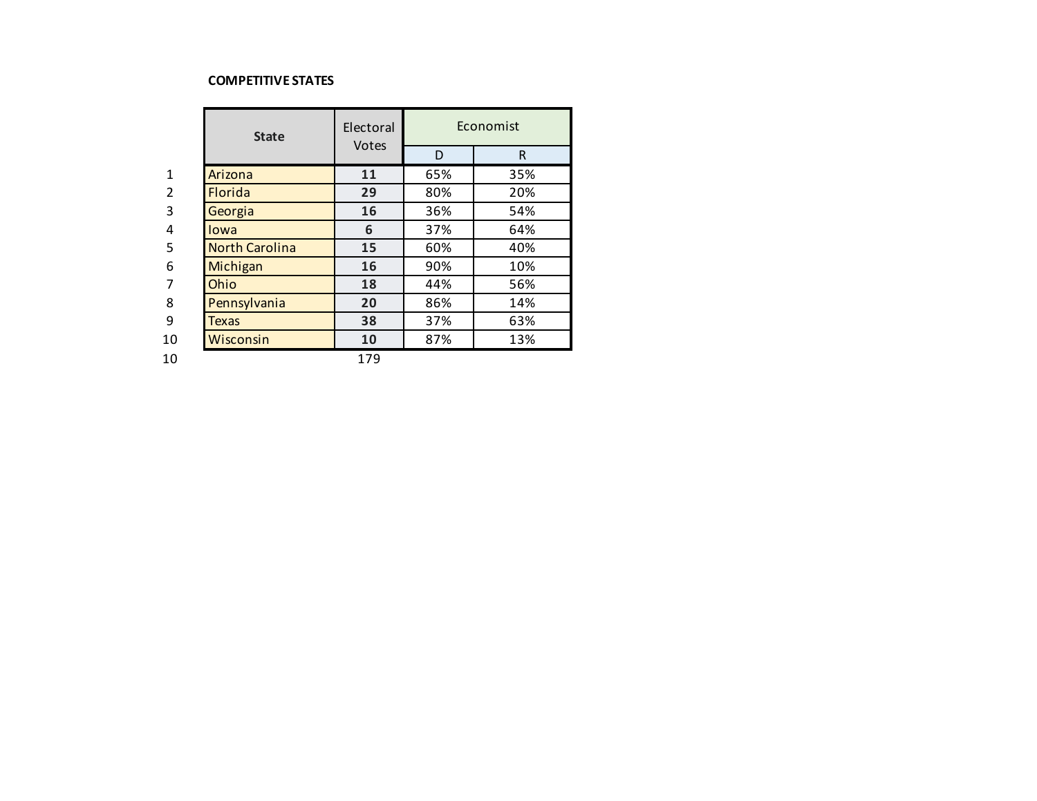**COMPETITIVE STATES**

| | State | Electoral Votes | Economist | |
|---|---|---|---|---|
| | | | D | R |
| 1 | Arizona | **11** | 65% | 35% |
| 2 | Florida | **29** | 80% | 20% |
| 3 | Georgia | **16** | 36% | 54% |
| 4 | Iowa | **6** | 37% | 64% |
| 5 | North Carolina | **15** | 60% | 40% |
| 6 | Michigan | **16** | 90% | 10% |
| 7 | Ohio | **18** | 44% | 56% |
| 8 | Pennsylvania | **20** | 86% | 14% |
| 9 | Texas | **38** | 37% | 63% |
| 10 | Wisconsin | **10** | 87% | 13% |
| 10 | | 179 | | |